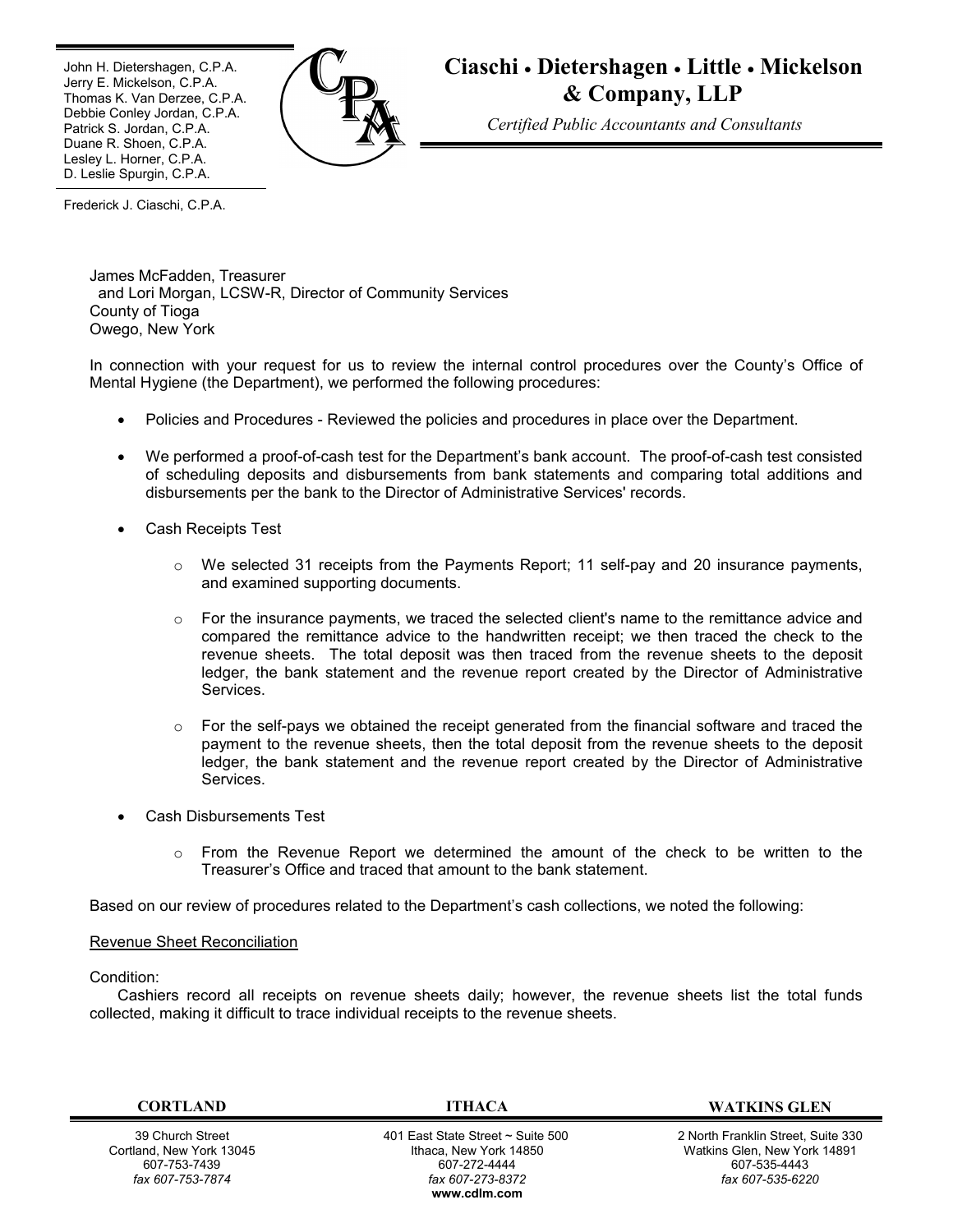John H. Dietershagen, C.P.A.
Jerry E. Mickelson, C.P.A.
Thomas K. Van Derzee, C.P.A.
Debbie Conley Jordan, C.P.A.
Patrick S. Jordan, C.P.A.
Duane R. Shoen, C.P.A.
Lesley L. Horner, C.P.A.
D. Leslie Spurgin, C.P.A.

Frederick J. Ciaschi, C.P.A.

# Ciaschi • Dietershagen • Little • Mickelson & Company, LLP

*Certified Public Accountants and Consultants*

James McFadden, Treasurer
and Lori Morgan, LCSW-R, Director of Community Services
County of Tioga
Owego, New York

In connection with your request for us to review the internal control procedures over the County's Office of Mental Hygiene (the Department), we performed the following procedures:

- Policies and Procedures - Reviewed the policies and procedures in place over the Department.
- We performed a proof-of-cash test for the Department's bank account. The proof-of-cash test consisted of scheduling deposits and disbursements from bank statements and comparing total additions and disbursements per the bank to the Director of Administrative Services' records.
- Cash Receipts Test
  - We selected 31 receipts from the Payments Report; 11 self-pay and 20 insurance payments, and examined supporting documents.
  - For the insurance payments, we traced the selected client's name to the remittance advice and compared the remittance advice to the handwritten receipt; we then traced the check to the revenue sheets. The total deposit was then traced from the revenue sheets to the deposit ledger, the bank statement and the revenue report created by the Director of Administrative Services.
  - For the self-pays we obtained the receipt generated from the financial software and traced the payment to the revenue sheets, then the total deposit from the revenue sheets to the deposit ledger, the bank statement and the revenue report created by the Director of Administrative Services.
- Cash Disbursements Test
  - From the Revenue Report we determined the amount of the check to be written to the Treasurer's Office and traced that amount to the bank statement.

Based on our review of procedures related to the Department's cash collections, we noted the following:

Revenue Sheet Reconciliation

Condition:
Cashiers record all receipts on revenue sheets daily; however, the revenue sheets list the total funds collected, making it difficult to trace individual receipts to the revenue sheets.

| CORTLAND | ITHACA | WATKINS GLEN |
| --- | --- | --- |
| 39 Church Street<br>Cortland, New York 13045<br>607-753-7439<br>*fax 607-753-7874* | 401 East State Street ~ Suite 500<br>Ithaca, New York 14850<br>607-272-4444<br>*fax 607-273-8372*<br>**www.cdlm.com** | 2 North Franklin Street, Suite 330<br>Watkins Glen, New York 14891<br>607-535-4443<br>*fax 607-535-6220* |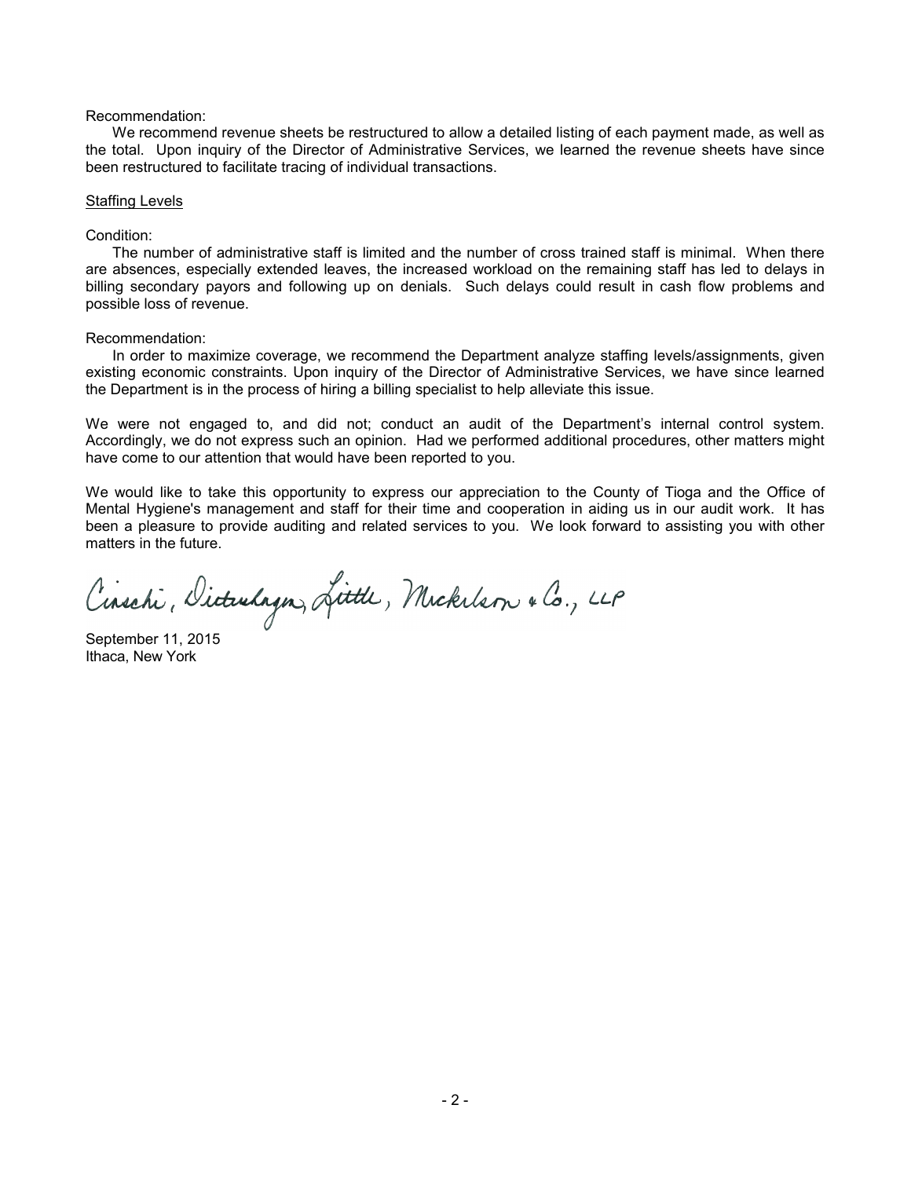Recommendation:

We recommend revenue sheets be restructured to allow a detailed listing of each payment made, as well as the total. Upon inquiry of the Director of Administrative Services, we learned the revenue sheets have since been restructured to facilitate tracing of individual transactions.

Staffing Levels

Condition:

The number of administrative staff is limited and the number of cross trained staff is minimal. When there are absences, especially extended leaves, the increased workload on the remaining staff has led to delays in billing secondary payors and following up on denials. Such delays could result in cash flow problems and possible loss of revenue.

Recommendation:

In order to maximize coverage, we recommend the Department analyze staffing levels/assignments, given existing economic constraints. Upon inquiry of the Director of Administrative Services, we have since learned the Department is in the process of hiring a billing specialist to help alleviate this issue.

We were not engaged to, and did not; conduct an audit of the Department's internal control system. Accordingly, we do not express such an opinion. Had we performed additional procedures, other matters might have come to our attention that would have been reported to you.

We would like to take this opportunity to express our appreciation to the County of Tioga and the Office of Mental Hygiene's management and staff for their time and cooperation in aiding us in our audit work. It has been a pleasure to provide auditing and related services to you. We look forward to assisting you with other matters in the future.

Ciaschi, Dietershagen, Little, Mickelson & Co., LLP

September 11, 2015
Ithaca, New York